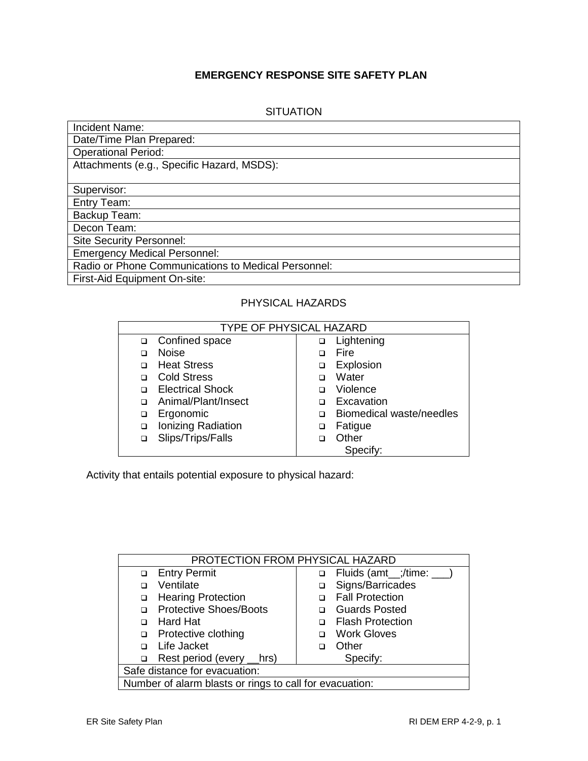# EMERGENCY RESPONSE SITE SAFETY PLAN

## SITUATION

| Incident Name: |
|---|
| Date/Time Plan Prepared: |
| Operational Period: |
| Attachments (e.g., Specific Hazard, MSDS): |
| Supervisor: |
| Entry Team: |
| Backup Team: |
| Decon Team: |
| Site Security Personnel: |
| Emergency Medical Personnel: |
| Radio or Phone Communications to Medical Personnel: |
| First-Aid Equipment On-site: |

## PHYSICAL HAZARDS

| TYPE OF PHYSICAL HAZARD | |
|---|---|
| ❑ Confined space | ❑ Lightening |
| ❑ Noise | ❑ Fire |
| ❑ Heat Stress | ❑ Explosion |
| ❑ Cold Stress | ❑ Water |
| ❑ Electrical Shock | ❑ Violence |
| ❑ Animal/Plant/Insect | ❑ Excavation |
| ❑ Ergonomic | ❑ Biomedical waste/needles |
| ❑ Ionizing Radiation | ❑ Fatigue |
| ❑ Slips/Trips/Falls | ❑ Other<br>Specify: |

Activity that entails potential exposure to physical hazard:

| PROTECTION FROM PHYSICAL HAZARD | |
|---|---|
| ❑ Entry Permit | ❑ Fluids (amt__;/time: ___) |
| ❑ Ventilate | ❑ Signs/Barricades |
| ❑ Hearing Protection | ❑ Fall Protection |
| ❑ Protective Shoes/Boots | ❑ Guards Posted |
| ❑ Hard Hat | ❑ Flash Protection |
| ❑ Protective clothing | ❑ Work Gloves |
| ❑ Life Jacket | ❑ Other |
| ❑ Rest period (every __hrs) | Specify: |
| Safe distance for evacuation: | |
| Number of alarm blasts or rings to call for evacuation: | |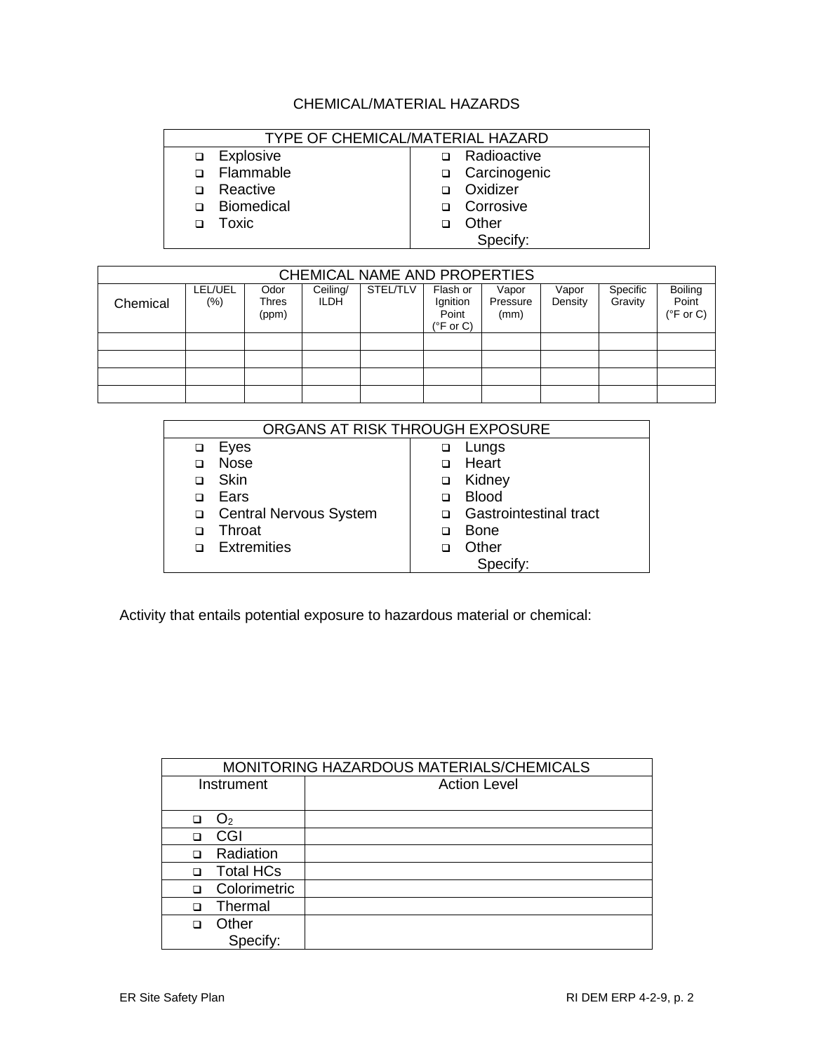# CHEMICAL/MATERIAL HAZARDS

| TYPE OF CHEMICAL/MATERIAL HAZARD | |
|---|---|
| ❑ Explosive | ❑ Radioactive |
| ❑ Flammable | ❑ Carcinogenic |
| ❑ Reactive | ❑ Oxidizer |
| ❑ Biomedical | ❑ Corrosive |
| ❑ Toxic | ❑ Other<br>Specify: |

| CHEMICAL NAME AND PROPERTIES | | | | | | | | | |
|---|---|---|---|---|---|---|---|---|---|
| Chemical | LEL/UEL (%) | Odor Thres (ppm) | Ceiling/ ILDH | STEL/TLV | Flash or Ignition Point (°F or C) | Vapor Pressure (mm) | Vapor Density | Specific Gravity | Boiling Point (°F or C) |
| | | | | | | | | | |
| | | | | | | | | | |
| | | | | | | | | | |
| | | | | | | | | | |

| ORGANS AT RISK THROUGH EXPOSURE | |
|---|---|
| ❑ Eyes | ❑ Lungs |
| ❑ Nose | ❑ Heart |
| ❑ Skin | ❑ Kidney |
| ❑ Ears | ❑ Blood |
| ❑ Central Nervous System | ❑ Gastrointestinal tract |
| ❑ Throat | ❑ Bone |
| ❑ Extremities | ❑ Other<br>Specify: |

Activity that entails potential exposure to hazardous material or chemical:

| MONITORING HAZARDOUS MATERIALS/CHEMICALS | |
|---|---|
| Instrument | Action Level |
| ❑ $O_2$ | |
| ❑ CGI | |
| ❑ Radiation | |
| ❑ Total HCs | |
| ❑ Colorimetric | |
| ❑ Thermal | |
| ❑ Other<br>Specify: | |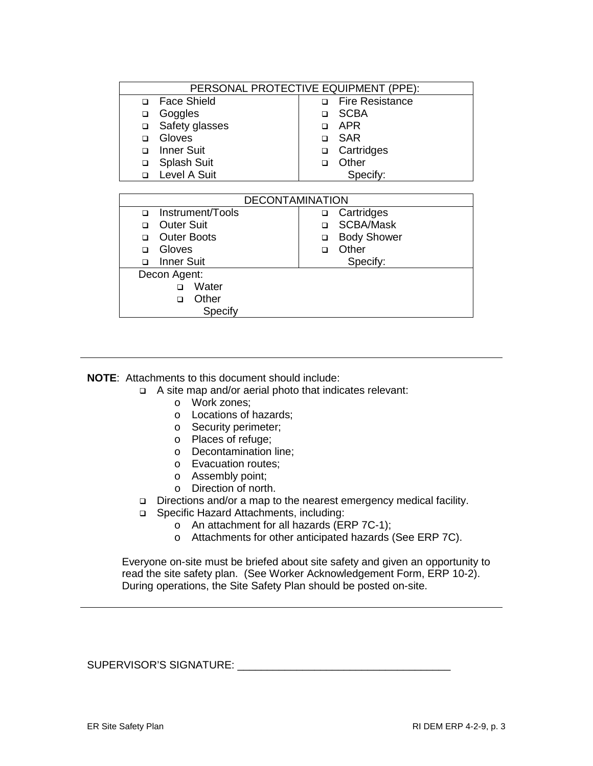| PERSONAL PROTECTIVE EQUIPMENT (PPE): | |
|---|---|
| ❑ Face Shield | ❑ Fire Resistance |
| ❑ Goggles | ❑ SCBA |
| ❑ Safety glasses | ❑ APR |
| ❑ Gloves | ❑ SAR |
| ❑ Inner Suit | ❑ Cartridges |
| ❑ Splash Suit | ❑ Other |
| ❑ Level A Suit | Specify: |

| DECONTAMINATION | |
|---|---|
| ❑ Instrument/Tools | ❑ Cartridges |
| ❑ Outer Suit | ❑ SCBA/Mask |
| ❑ Outer Boots | ❑ Body Shower |
| ❑ Gloves | ❑ Other |
| ❑ Inner Suit | Specify: |
| Decon Agent:<br>❑ Water<br>❑ Other<br>Specify | |

---

**NOTE**: Attachments to this document should include:

- ❑ A site map and/or aerial photo that indicates relevant:
  - o Work zones;
  - o Locations of hazards;
  - o Security perimeter;
  - o Places of refuge;
  - o Decontamination line;
  - o Evacuation routes;
  - o Assembly point;
  - o Direction of north.
- ❑ Directions and/or a map to the nearest emergency medical facility.
- ❑ Specific Hazard Attachments, including:
  - o An attachment for all hazards (ERP 7C-1);
  - o Attachments for other anticipated hazards (See ERP 7C).

Everyone on-site must be briefed about site safety and given an opportunity to read the site safety plan. (See Worker Acknowledgement Form, ERP 10-2). During operations, the Site Safety Plan should be posted on-site.

---

SUPERVISOR'S SIGNATURE: ___________________________________